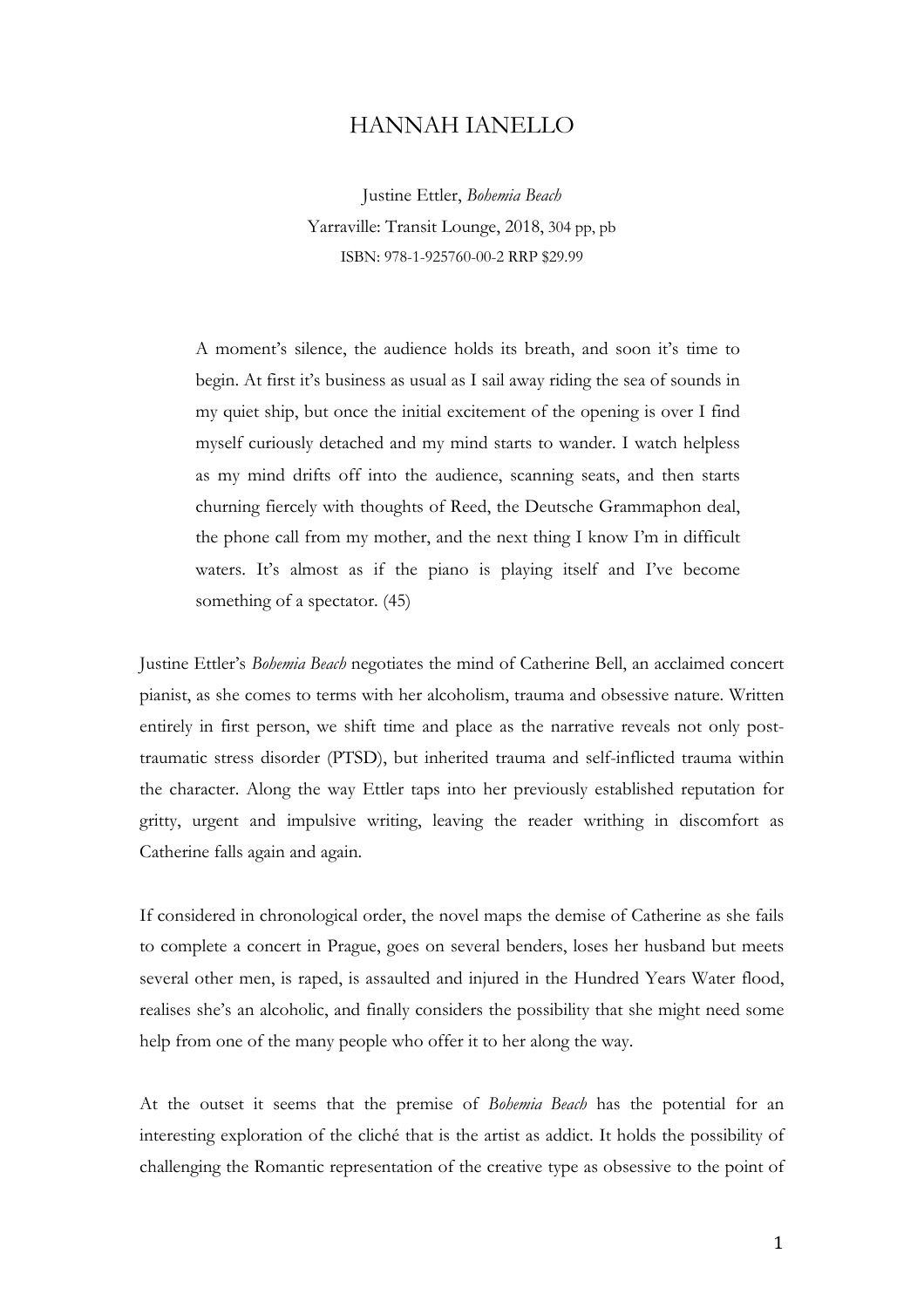# HANNAH IANELLO

Justine Ettler, *Bohemia Beach*
Yarraville: Transit Lounge, 2018, 304 pp, pb
ISBN: 978-1-925760-00-2 RRP $29.99

> A moment's silence, the audience holds its breath, and soon it's time to begin. At first it's business as usual as I sail away riding the sea of sounds in my quiet ship, but once the initial excitement of the opening is over I find myself curiously detached and my mind starts to wander. I watch helpless as my mind drifts off into the audience, scanning seats, and then starts churning fiercely with thoughts of Reed, the Deutsche Grammaphon deal, the phone call from my mother, and the next thing I know I'm in difficult waters. It's almost as if the piano is playing itself and I've become something of a spectator. (45)

Justine Ettler's *Bohemia Beach* negotiates the mind of Catherine Bell, an acclaimed concert pianist, as she comes to terms with her alcoholism, trauma and obsessive nature. Written entirely in first person, we shift time and place as the narrative reveals not only post-traumatic stress disorder (PTSD), but inherited trauma and self-inflicted trauma within the character. Along the way Ettler taps into her previously established reputation for gritty, urgent and impulsive writing, leaving the reader writhing in discomfort as Catherine falls again and again.

If considered in chronological order, the novel maps the demise of Catherine as she fails to complete a concert in Prague, goes on several benders, loses her husband but meets several other men, is raped, is assaulted and injured in the Hundred Years Water flood, realises she's an alcoholic, and finally considers the possibility that she might need some help from one of the many people who offer it to her along the way.

At the outset it seems that the premise of *Bohemia Beach* has the potential for an interesting exploration of the cliché that is the artist as addict. It holds the possibility of challenging the Romantic representation of the creative type as obsessive to the point of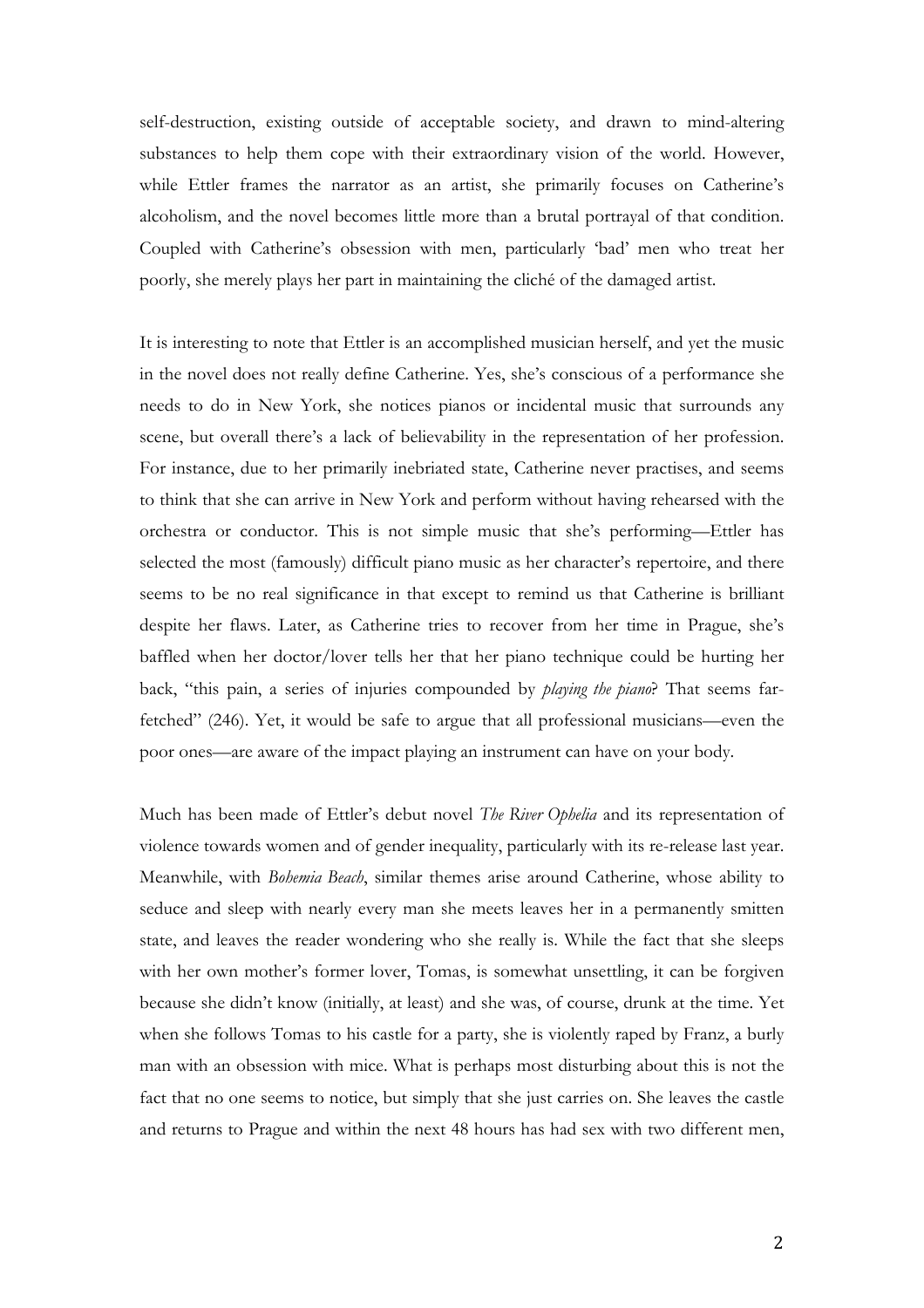self-destruction, existing outside of acceptable society, and drawn to mind-altering substances to help them cope with their extraordinary vision of the world. However, while Ettler frames the narrator as an artist, she primarily focuses on Catherine's alcoholism, and the novel becomes little more than a brutal portrayal of that condition. Coupled with Catherine's obsession with men, particularly 'bad' men who treat her poorly, she merely plays her part in maintaining the cliché of the damaged artist.

It is interesting to note that Ettler is an accomplished musician herself, and yet the music in the novel does not really define Catherine. Yes, she's conscious of a performance she needs to do in New York, she notices pianos or incidental music that surrounds any scene, but overall there's a lack of believability in the representation of her profession. For instance, due to her primarily inebriated state, Catherine never practises, and seems to think that she can arrive in New York and perform without having rehearsed with the orchestra or conductor. This is not simple music that she's performing—Ettler has selected the most (famously) difficult piano music as her character's repertoire, and there seems to be no real significance in that except to remind us that Catherine is brilliant despite her flaws. Later, as Catherine tries to recover from her time in Prague, she's baffled when her doctor/lover tells her that her piano technique could be hurting her back, "this pain, a series of injuries compounded by *playing the piano*? That seems far-fetched" (246). Yet, it would be safe to argue that all professional musicians—even the poor ones—are aware of the impact playing an instrument can have on your body.

Much has been made of Ettler's debut novel *The River Ophelia* and its representation of violence towards women and of gender inequality, particularly with its re-release last year. Meanwhile, with *Bohemia Beach*, similar themes arise around Catherine, whose ability to seduce and sleep with nearly every man she meets leaves her in a permanently smitten state, and leaves the reader wondering who she really is. While the fact that she sleeps with her own mother's former lover, Tomas, is somewhat unsettling, it can be forgiven because she didn't know (initially, at least) and she was, of course, drunk at the time. Yet when she follows Tomas to his castle for a party, she is violently raped by Franz, a burly man with an obsession with mice. What is perhaps most disturbing about this is not the fact that no one seems to notice, but simply that she just carries on. She leaves the castle and returns to Prague and within the next 48 hours has had sex with two different men,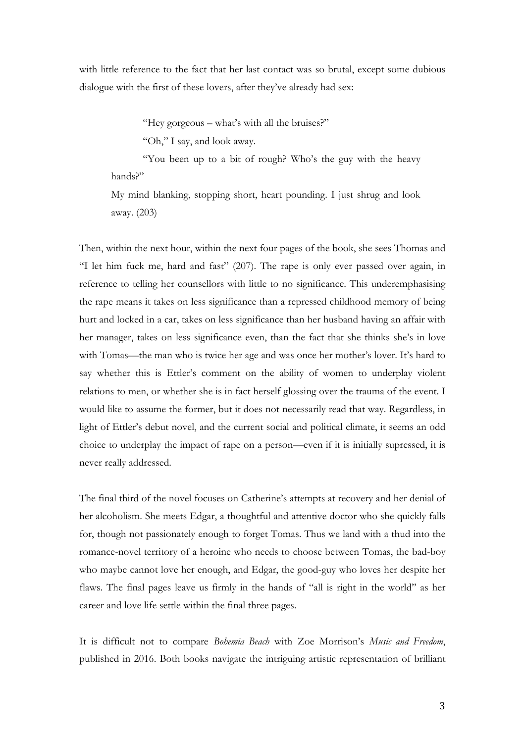with little reference to the fact that her last contact was so brutal, except some dubious dialogue with the first of these lovers, after they've already had sex:

> "Hey gorgeous – what's with all the bruises?"
>
> "Oh," I say, and look away.
>
> "You been up to a bit of rough? Who's the guy with the heavy hands?"
>
> My mind blanking, stopping short, heart pounding. I just shrug and look away. (203)

Then, within the next hour, within the next four pages of the book, she sees Thomas and "I let him fuck me, hard and fast" (207). The rape is only ever passed over again, in reference to telling her counsellors with little to no significance. This underemphasising the rape means it takes on less significance than a repressed childhood memory of being hurt and locked in a car, takes on less significance than her husband having an affair with her manager, takes on less significance even, than the fact that she thinks she's in love with Tomas—the man who is twice her age and was once her mother's lover. It's hard to say whether this is Ettler's comment on the ability of women to underplay violent relations to men, or whether she is in fact herself glossing over the trauma of the event. I would like to assume the former, but it does not necessarily read that way. Regardless, in light of Ettler's debut novel, and the current social and political climate, it seems an odd choice to underplay the impact of rape on a person—even if it is initially supressed, it is never really addressed.

The final third of the novel focuses on Catherine's attempts at recovery and her denial of her alcoholism. She meets Edgar, a thoughtful and attentive doctor who she quickly falls for, though not passionately enough to forget Tomas. Thus we land with a thud into the romance-novel territory of a heroine who needs to choose between Tomas, the bad-boy who maybe cannot love her enough, and Edgar, the good-guy who loves her despite her flaws. The final pages leave us firmly in the hands of "all is right in the world" as her career and love life settle within the final three pages.

It is difficult not to compare *Bohemia Beach* with Zoe Morrison's *Music and Freedom*, published in 2016. Both books navigate the intriguing artistic representation of brilliant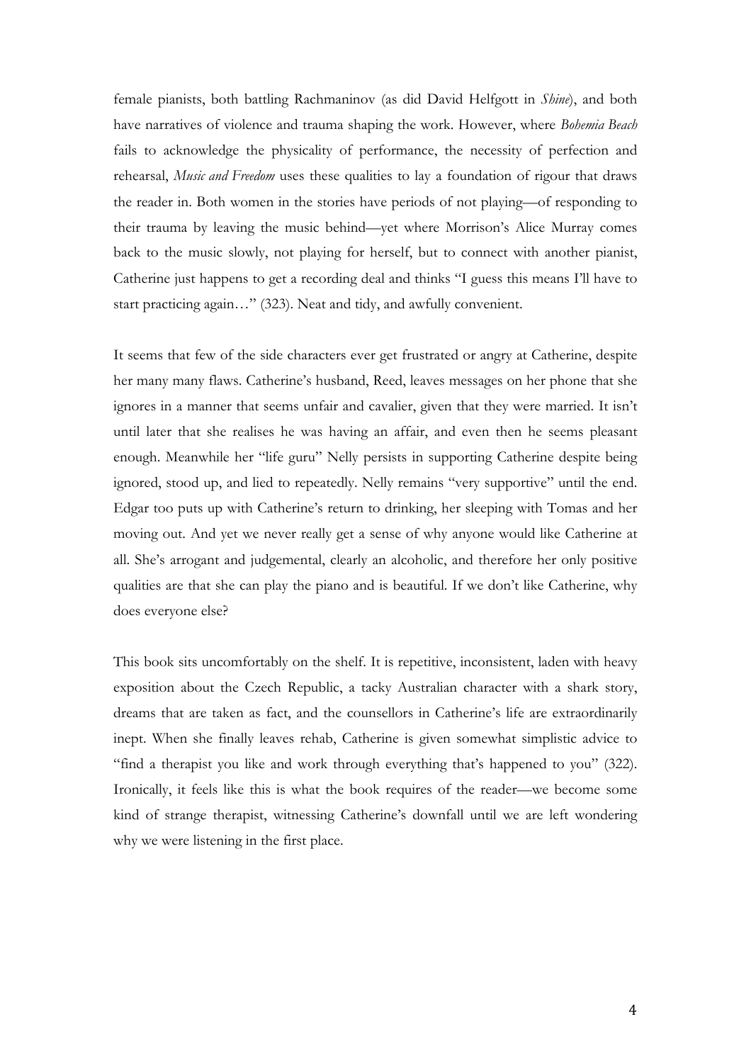female pianists, both battling Rachmaninov (as did David Helfgott in *Shine*), and both have narratives of violence and trauma shaping the work. However, where *Bohemia Beach* fails to acknowledge the physicality of performance, the necessity of perfection and rehearsal, *Music and Freedom* uses these qualities to lay a foundation of rigour that draws the reader in. Both women in the stories have periods of not playing—of responding to their trauma by leaving the music behind—yet where Morrison's Alice Murray comes back to the music slowly, not playing for herself, but to connect with another pianist, Catherine just happens to get a recording deal and thinks "I guess this means I'll have to start practicing again…" (323). Neat and tidy, and awfully convenient.

It seems that few of the side characters ever get frustrated or angry at Catherine, despite her many many flaws. Catherine's husband, Reed, leaves messages on her phone that she ignores in a manner that seems unfair and cavalier, given that they were married. It isn't until later that she realises he was having an affair, and even then he seems pleasant enough. Meanwhile her "life guru" Nelly persists in supporting Catherine despite being ignored, stood up, and lied to repeatedly. Nelly remains "very supportive" until the end. Edgar too puts up with Catherine's return to drinking, her sleeping with Tomas and her moving out. And yet we never really get a sense of why anyone would like Catherine at all. She's arrogant and judgemental, clearly an alcoholic, and therefore her only positive qualities are that she can play the piano and is beautiful. If we don't like Catherine, why does everyone else?

This book sits uncomfortably on the shelf. It is repetitive, inconsistent, laden with heavy exposition about the Czech Republic, a tacky Australian character with a shark story, dreams that are taken as fact, and the counsellors in Catherine's life are extraordinarily inept. When she finally leaves rehab, Catherine is given somewhat simplistic advice to "find a therapist you like and work through everything that's happened to you" (322). Ironically, it feels like this is what the book requires of the reader—we become some kind of strange therapist, witnessing Catherine's downfall until we are left wondering why we were listening in the first place.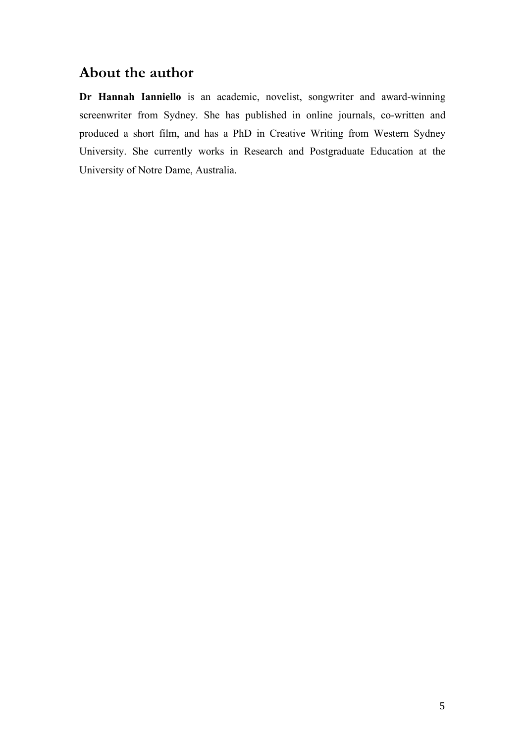## About the author

**Dr Hannah Ianniello** is an academic, novelist, songwriter and award-winning screenwriter from Sydney. She has published in online journals, co-written and produced a short film, and has a PhD in Creative Writing from Western Sydney University. She currently works in Research and Postgraduate Education at the University of Notre Dame, Australia.